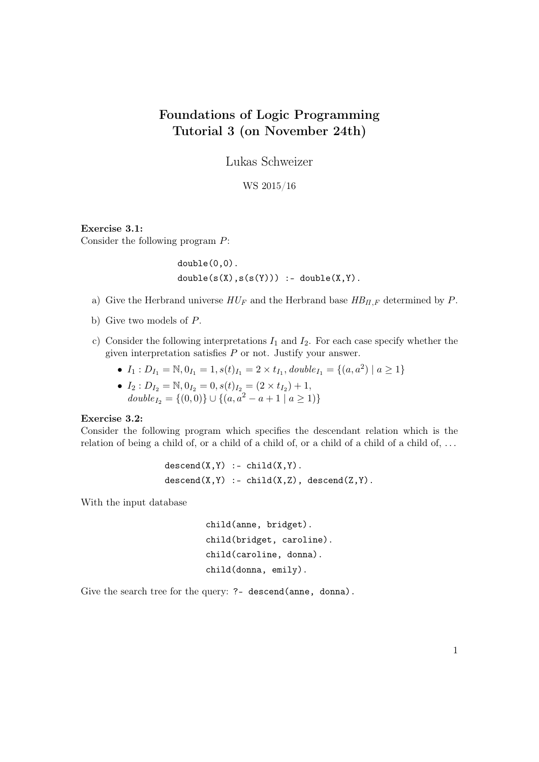# Foundations of Logic Programming
# Tutorial 3 (on November 24th)

Lukas Schweizer

WS 2015/16

**Exercise 3.1:**
Consider the following program $P$:

```
double(0,0).
double(s(X),s(s(Y))) :- double(X,Y).
```

a) Give the Herbrand universe $HU_F$ and the Herbrand base $HB_{\Pi,F}$ determined by $P$.

b) Give two models of $P$.

c) Consider the following interpretations $I_1$ and $I_2$. For each case specify whether the given interpretation satisfies $P$ or not. Justify your answer.

- $I_1 : D_{I_1} = \mathbb{N}, 0_{I_1} = 1, s(t)_{I_1} = 2 \times t_{I_1}, double_{I_1} = \{(a, a^2) \mid a \geq 1\}$
- $I_2 : D_{I_2} = \mathbb{N}, 0_{I_2} = 0, s(t)_{I_2} = (2 \times t_{I_2}) + 1,$
  $double_{I_2} = \{(0, 0)\} \cup \{(a, a^2 - a + 1 \mid a \geq 1)\}$

**Exercise 3.2:**
Consider the following program which specifies the descendant relation which is the relation of being a child of, or a child of a child of, or a child of a child of a child of, ...

```
descend(X,Y) :- child(X,Y).
descend(X,Y) :- child(X,Z), descend(Z,Y).
```

With the input database

```
child(anne, bridget).
child(bridget, caroline).
child(caroline, donna).
child(donna, emily).
```

Give the search tree for the query: `?- descend(anne, donna).`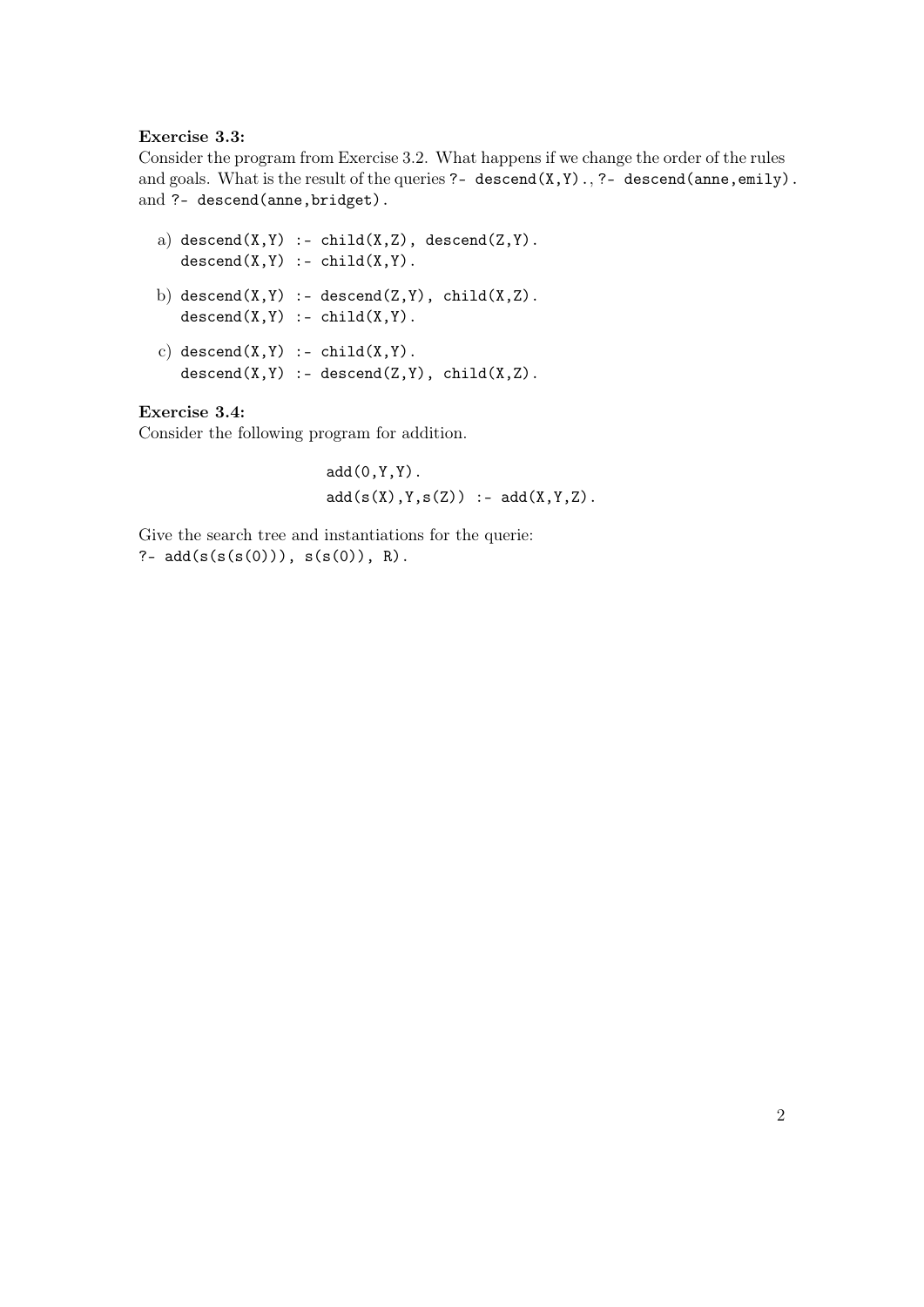**Exercise 3.3:**
Consider the program from Exercise 3.2. What happens if we change the order of the rules and goals. What is the result of the queries `?- descend(X,Y).`, `?- descend(anne,emily).` and `?- descend(anne,bridget).`

a)
```
descend(X,Y) :- child(X,Z), descend(Z,Y).
descend(X,Y) :- child(X,Y).
```

b)
```
descend(X,Y) :- descend(Z,Y), child(X,Z).
descend(X,Y) :- child(X,Y).
```

c)
```
descend(X,Y) :- child(X,Y).
descend(X,Y) :- descend(Z,Y), child(X,Z).
```

**Exercise 3.4:**
Consider the following program for addition.

```
add(0,Y,Y).
add(s(X),Y,s(Z)) :- add(X,Y,Z).
```

Give the search tree and instantiations for the querie:
`?- add(s(s(s(0))), s(s(0)), R).`